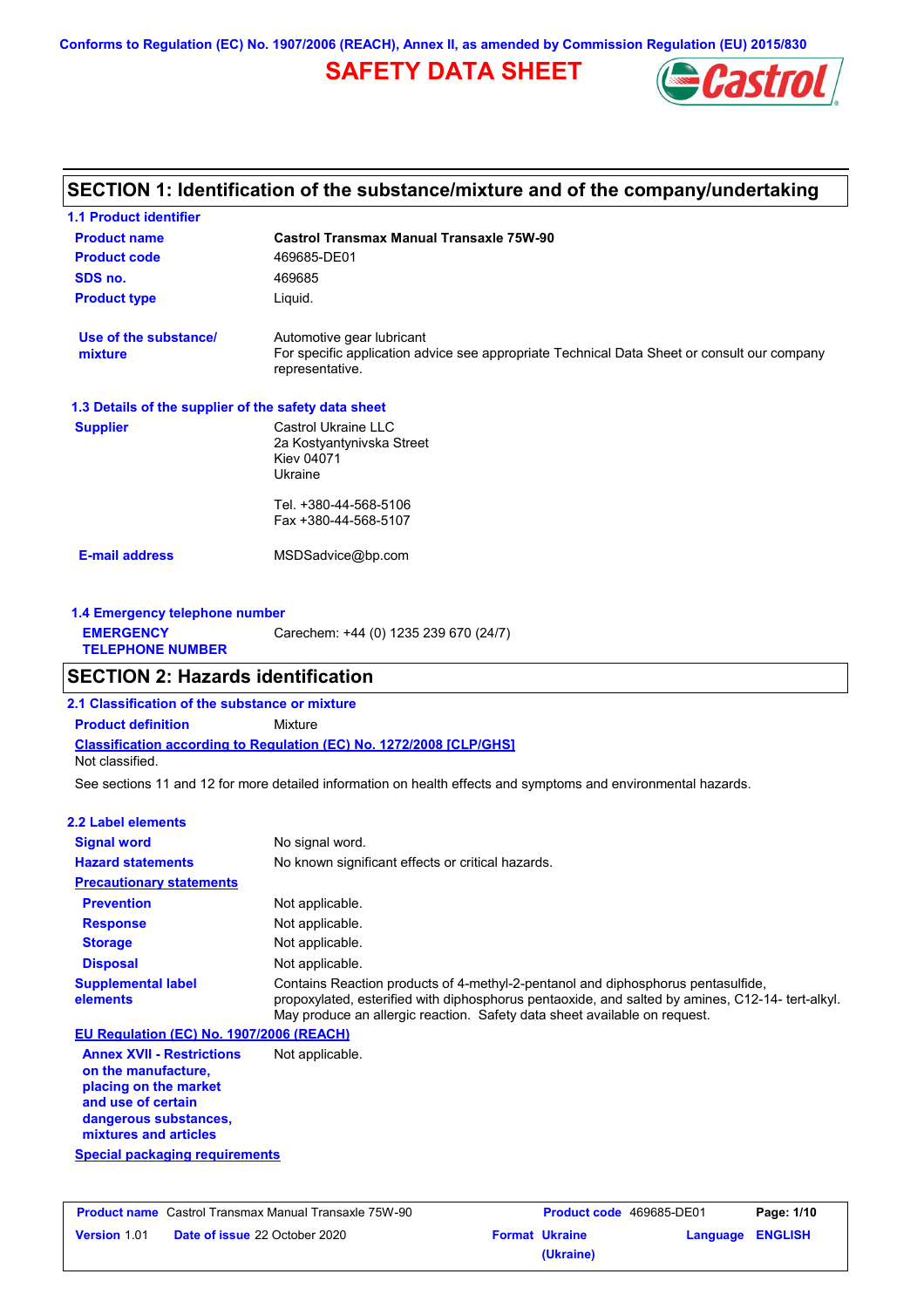Conforms to Regulation (EC) No. 1907/2006 (REACH), Annex II, as amended by Commission Regulation (EU) 2015/830

# SAFETY DATA SHEET

## SECTION 1: Identification of the substance/mixture and of the company/undertaking

### 1.1 Product identifier

**Product name** Castrol Transmax Manual Transaxle 75W-90

**Product code** 469685-DE01

**SDS no.** 469685

**Product type** Liquid.

**Use of the substance/ mixture** Automotive gear lubricant
For specific application advice see appropriate Technical Data Sheet or consult our company representative.

### 1.3 Details of the supplier of the safety data sheet

**Supplier**
Castrol Ukraine LLC
2a Kostyantynivska Street
Kiev 04071
Ukraine

Tel. +380-44-568-5106
Fax +380-44-568-5107

**E-mail address** MSDSadvice@bp.com

### 1.4 Emergency telephone number

**EMERGENCY TELEPHONE NUMBER** Carechem: +44 (0) 1235 239 670 (24/7)

## SECTION 2: Hazards identification

### 2.1 Classification of the substance or mixture

**Product definition** Mixture

**Classification according to Regulation (EC) No. 1272/2008 [CLP/GHS]**
Not classified.

See sections 11 and 12 for more detailed information on health effects and symptoms and environmental hazards.

### 2.2 Label elements

**Signal word** No signal word.

**Hazard statements** No known significant effects or critical hazards.

**Precautionary statements**

**Prevention** Not applicable.

**Response** Not applicable.

**Storage** Not applicable.

**Disposal** Not applicable.

**Supplemental label elements** Contains Reaction products of 4-methyl-2-pentanol and diphosphorus pentasulfide, propoxylated, esterified with diphosphorus pentaoxide, and salted by amines, C12-14- tert-alkyl. May produce an allergic reaction. Safety data sheet available on request.

**EU Regulation (EC) No. 1907/2006 (REACH)**

**Annex XVII - Restrictions on the manufacture, placing on the market and use of certain dangerous substances, mixtures and articles** Not applicable.

**Special packaging requirements**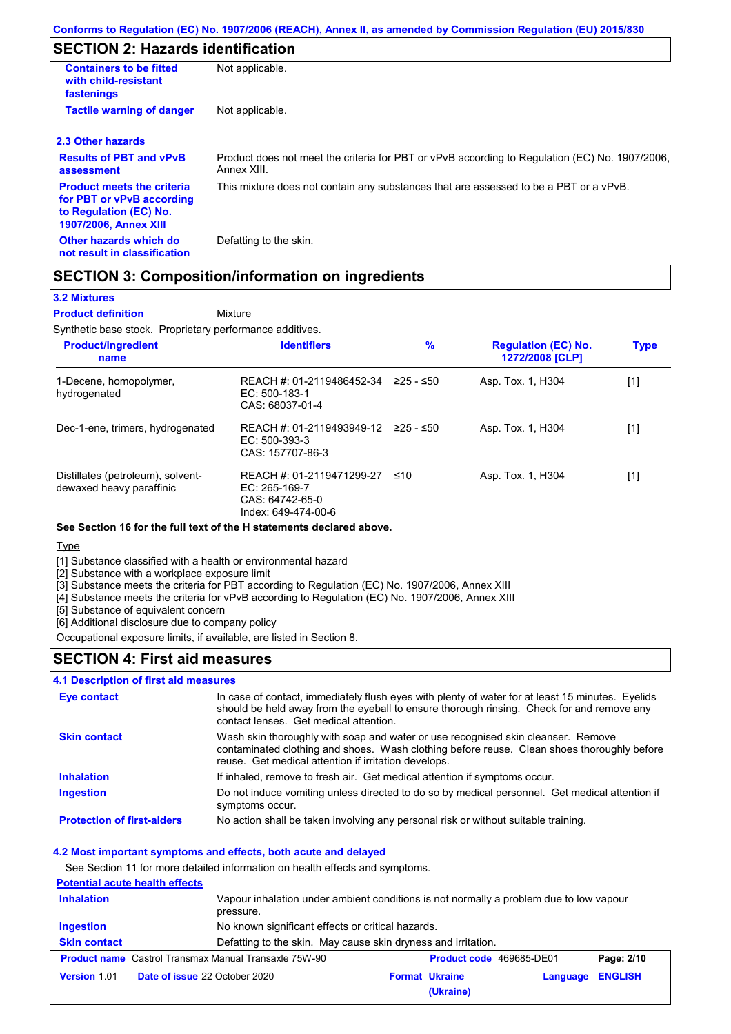## SECTION 2: Hazards identification

| | |
|---|---|
| **Containers to be fitted with child-resistant fastenings** | Not applicable. |
| **Tactile warning of danger** | Not applicable. |

### 2.3 Other hazards

| | |
|---|---|
| **Results of PBT and vPvB assessment** | Product does not meet the criteria for PBT or vPvB according to Regulation (EC) No. 1907/2006, Annex XIII. |
| **Product meets the criteria for PBT or vPvB according to Regulation (EC) No. 1907/2006, Annex XIII** | This mixture does not contain any substances that are assessed to be a PBT or a vPvB. |
| **Other hazards which do not result in classification** | Defatting to the skin. |

## SECTION 3: Composition/information on ingredients

### 3.2 Mixtures

**Product definition** Mixture

Synthetic base stock. Proprietary performance additives.

| Product/ingredient name | Identifiers | % | Regulation (EC) No. 1272/2008 [CLP] | Type |
|---|---|---|---|---|
| 1-Decene, homopolymer, hydrogenated | REACH #: 01-2119486452-34<br>EC: 500-183-1<br>CAS: 68037-01-4 | ≥25 - ≤50 | Asp. Tox. 1, H304 | [1] |
| Dec-1-ene, trimers, hydrogenated | REACH #: 01-2119493949-12<br>EC: 500-393-3<br>CAS: 157707-86-3 | ≥25 - ≤50 | Asp. Tox. 1, H304 | [1] |
| Distillates (petroleum), solvent-dewaxed heavy paraffinic | REACH #: 01-2119471299-27<br>EC: 265-169-7<br>CAS: 64742-65-0<br>Index: 649-474-00-6 | ≤10 | Asp. Tox. 1, H304 | [1] |

**See Section 16 for the full text of the H statements declared above.**

Type

[1] Substance classified with a health or environmental hazard
[2] Substance with a workplace exposure limit
[3] Substance meets the criteria for PBT according to Regulation (EC) No. 1907/2006, Annex XIII
[4] Substance meets the criteria for vPvB according to Regulation (EC) No. 1907/2006, Annex XIII
[5] Substance of equivalent concern
[6] Additional disclosure due to company policy

Occupational exposure limits, if available, are listed in Section 8.

## SECTION 4: First aid measures

### 4.1 Description of first aid measures

| | |
|---|---|
| **Eye contact** | In case of contact, immediately flush eyes with plenty of water for at least 15 minutes. Eyelids should be held away from the eyeball to ensure thorough rinsing. Check for and remove any contact lenses. Get medical attention. |
| **Skin contact** | Wash skin thoroughly with soap and water or use recognised skin cleanser. Remove contaminated clothing and shoes. Wash clothing before reuse. Clean shoes thoroughly before reuse. Get medical attention if irritation develops. |
| **Inhalation** | If inhaled, remove to fresh air. Get medical attention if symptoms occur. |
| **Ingestion** | Do not induce vomiting unless directed to do so by medical personnel. Get medical attention if symptoms occur. |
| **Protection of first-aiders** | No action shall be taken involving any personal risk or without suitable training. |

### 4.2 Most important symptoms and effects, both acute and delayed

See Section 11 for more detailed information on health effects and symptoms.

**Potential acute health effects**

| | |
|---|---|
| **Inhalation** | Vapour inhalation under ambient conditions is not normally a problem due to low vapour pressure. |
| **Ingestion** | No known significant effects or critical hazards. |
| **Skin contact** | Defatting to the skin. May cause skin dryness and irritation. |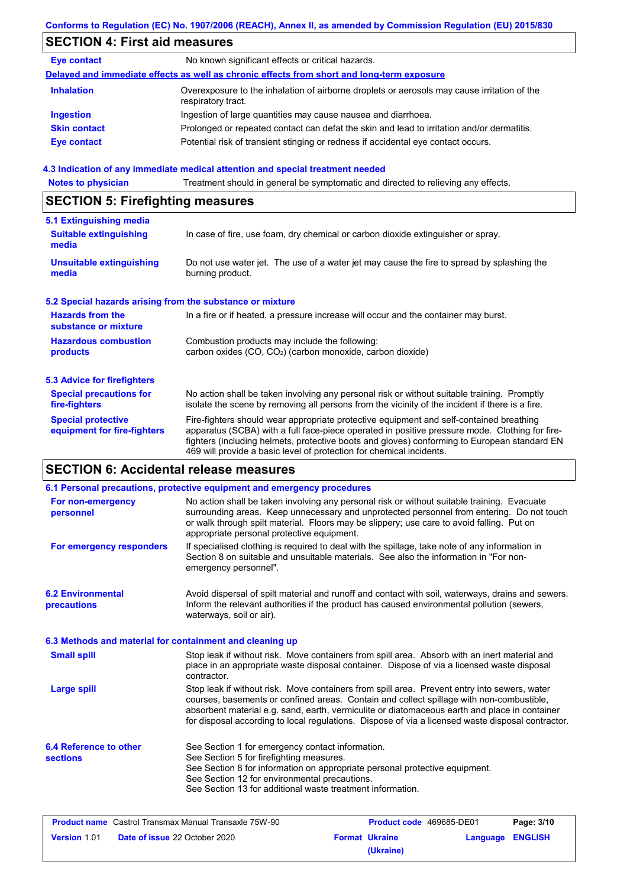## SECTION 4: First aid measures

**Eye contact** No known significant effects or critical hazards.

**Delayed and immediate effects as well as chronic effects from short and long-term exposure**

| | |
|---|---|
| **Inhalation** | Overexposure to the inhalation of airborne droplets or aerosols may cause irritation of the respiratory tract. |
| **Ingestion** | Ingestion of large quantities may cause nausea and diarrhoea. |
| **Skin contact** | Prolonged or repeated contact can defat the skin and lead to irritation and/or dermatitis. |
| **Eye contact** | Potential risk of transient stinging or redness if accidental eye contact occurs. |

### 4.3 Indication of any immediate medical attention and special treatment needed

**Notes to physician** Treatment should in general be symptomatic and directed to relieving any effects.

## SECTION 5: Firefighting measures

### 5.1 Extinguishing media

| | |
|---|---|
| **Suitable extinguishing media** | In case of fire, use foam, dry chemical or carbon dioxide extinguisher or spray. |
| **Unsuitable extinguishing media** | Do not use water jet. The use of a water jet may cause the fire to spread by splashing the burning product. |

### 5.2 Special hazards arising from the substance or mixture

| | |
|---|---|
| **Hazards from the substance or mixture** | In a fire or if heated, a pressure increase will occur and the container may burst. |
| **Hazardous combustion products** | Combustion products may include the following:<br>carbon oxides (CO, $CO_2$) (carbon monoxide, carbon dioxide) |

### 5.3 Advice for firefighters

| | |
|---|---|
| **Special precautions for fire-fighters** | No action shall be taken involving any personal risk or without suitable training. Promptly isolate the scene by removing all persons from the vicinity of the incident if there is a fire. |
| **Special protective equipment for fire-fighters** | Fire-fighters should wear appropriate protective equipment and self-contained breathing apparatus (SCBA) with a full face-piece operated in positive pressure mode. Clothing for fire-fighters (including helmets, protective boots and gloves) conforming to European standard EN 469 will provide a basic level of protection for chemical incidents. |

## SECTION 6: Accidental release measures

### 6.1 Personal precautions, protective equipment and emergency procedures

| | |
|---|---|
| **For non-emergency personnel** | No action shall be taken involving any personal risk or without suitable training. Evacuate surrounding areas. Keep unnecessary and unprotected personnel from entering. Do not touch or walk through spilt material. Floors may be slippery; use care to avoid falling. Put on appropriate personal protective equipment. |
| **For emergency responders** | If specialised clothing is required to deal with the spillage, take note of any information in Section 8 on suitable and unsuitable materials. See also the information in "For non-emergency personnel". |

**6.2 Environmental precautions** Avoid dispersal of spilt material and runoff and contact with soil, waterways, drains and sewers. Inform the relevant authorities if the product has caused environmental pollution (sewers, waterways, soil or air).

### 6.3 Methods and material for containment and cleaning up

| | |
|---|---|
| **Small spill** | Stop leak if without risk. Move containers from spill area. Absorb with an inert material and place in an appropriate waste disposal container. Dispose of via a licensed waste disposal contractor. |
| **Large spill** | Stop leak if without risk. Move containers from spill area. Prevent entry into sewers, water courses, basements or confined areas. Contain and collect spillage with non-combustible, absorbent material e.g. sand, earth, vermiculite or diatomaceous earth and place in container for disposal according to local regulations. Dispose of via a licensed waste disposal contractor. |

**6.4 Reference to other sections**
See Section 1 for emergency contact information.
See Section 5 for firefighting measures.
See Section 8 for information on appropriate personal protective equipment.
See Section 12 for environmental precautions.
See Section 13 for additional waste treatment information.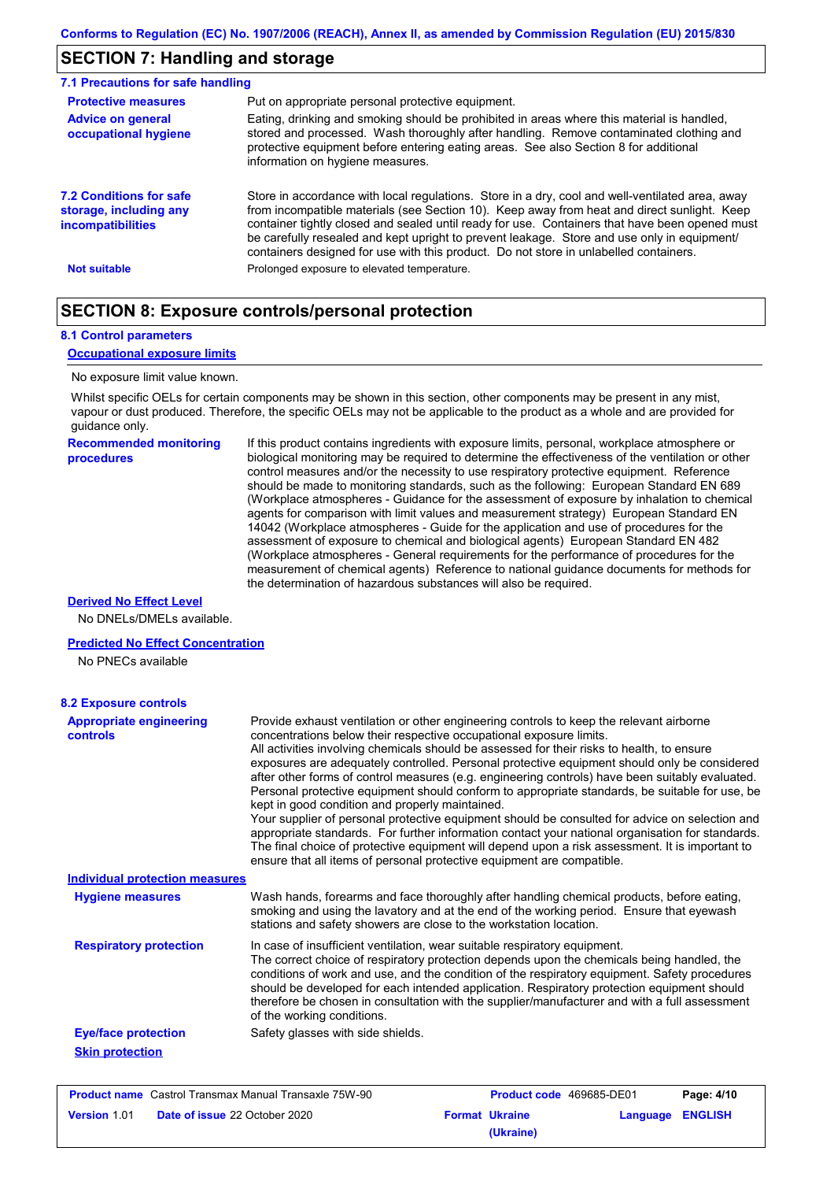## SECTION 7: Handling and storage

### 7.1 Precautions for safe handling

**Protective measures** Put on appropriate personal protective equipment.

**Advice on general occupational hygiene** Eating, drinking and smoking should be prohibited in areas where this material is handled, stored and processed. Wash thoroughly after handling. Remove contaminated clothing and protective equipment before entering eating areas. See also Section 8 for additional information on hygiene measures.

**7.2 Conditions for safe storage, including any incompatibilities** Store in accordance with local regulations. Store in a dry, cool and well-ventilated area, away from incompatible materials (see Section 10). Keep away from heat and direct sunlight. Keep container tightly closed and sealed until ready for use. Containers that have been opened must be carefully resealed and kept upright to prevent leakage. Store and use only in equipment/ containers designed for use with this product. Do not store in unlabelled containers.

**Not suitable** Prolonged exposure to elevated temperature.

## SECTION 8: Exposure controls/personal protection

### 8.1 Control parameters

**Occupational exposure limits**

No exposure limit value known.

Whilst specific OELs for certain components may be shown in this section, other components may be present in any mist, vapour or dust produced. Therefore, the specific OELs may not be applicable to the product as a whole and are provided for guidance only.

**Recommended monitoring procedures** If this product contains ingredients with exposure limits, personal, workplace atmosphere or biological monitoring may be required to determine the effectiveness of the ventilation or other control measures and/or the necessity to use respiratory protective equipment. Reference should be made to monitoring standards, such as the following: European Standard EN 689 (Workplace atmospheres - Guidance for the assessment of exposure by inhalation to chemical agents for comparison with limit values and measurement strategy) European Standard EN 14042 (Workplace atmospheres - Guide for the application and use of procedures for the assessment of exposure to chemical and biological agents) European Standard EN 482 (Workplace atmospheres - General requirements for the performance of procedures for the measurement of chemical agents) Reference to national guidance documents for methods for the determination of hazardous substances will also be required.

**Derived No Effect Level**

No DNELs/DMELs available.

**Predicted No Effect Concentration**

No PNECs available

### 8.2 Exposure controls

**Appropriate engineering controls** Provide exhaust ventilation or other engineering controls to keep the relevant airborne concentrations below their respective occupational exposure limits.
All activities involving chemicals should be assessed for their risks to health, to ensure exposures are adequately controlled. Personal protective equipment should only be considered after other forms of control measures (e.g. engineering controls) have been suitably evaluated. Personal protective equipment should conform to appropriate standards, be suitable for use, be kept in good condition and properly maintained.
Your supplier of personal protective equipment should be consulted for advice on selection and appropriate standards. For further information contact your national organisation for standards.
The final choice of protective equipment will depend upon a risk assessment. It is important to ensure that all items of personal protective equipment are compatible.

**Individual protection measures**

**Hygiene measures** Wash hands, forearms and face thoroughly after handling chemical products, before eating, smoking and using the lavatory and at the end of the working period. Ensure that eyewash stations and safety showers are close to the workstation location.

**Respiratory protection** In case of insufficient ventilation, wear suitable respiratory equipment.
The correct choice of respiratory protection depends upon the chemicals being handled, the conditions of work and use, and the condition of the respiratory equipment. Safety procedures should be developed for each intended application. Respiratory protection equipment should therefore be chosen in consultation with the supplier/manufacturer and with a full assessment of the working conditions.

**Eye/face protection** Safety glasses with side shields.

**Skin protection**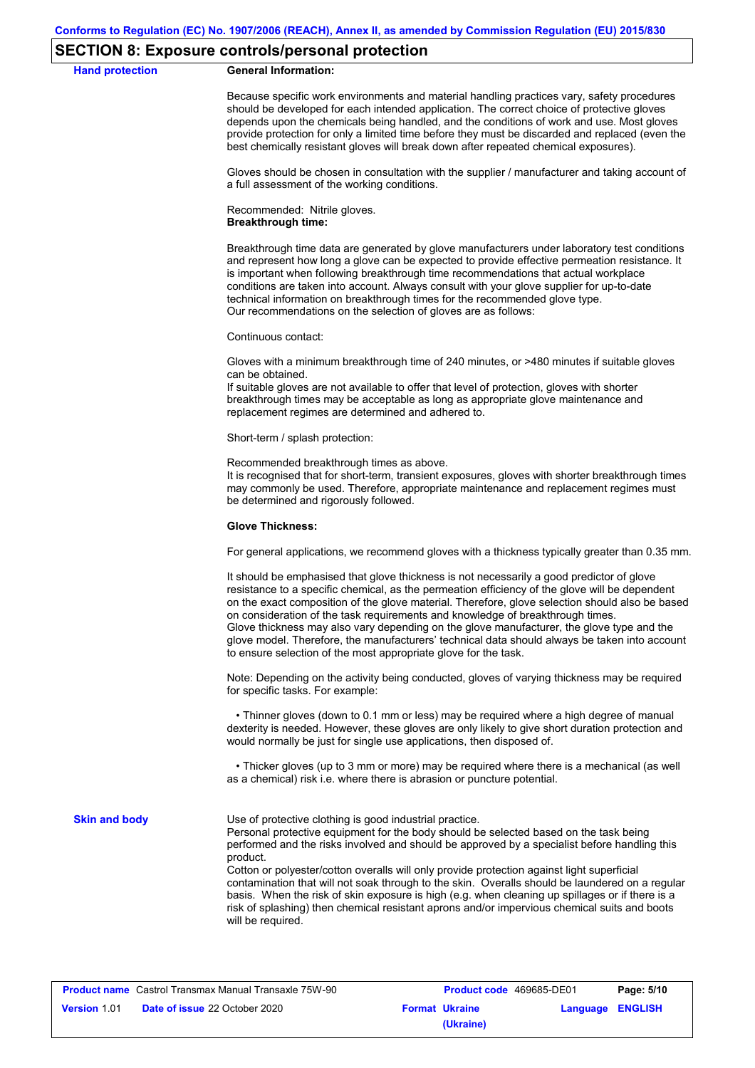## SECTION 8: Exposure controls/personal protection

**Hand protection**

**General Information:**

Because specific work environments and material handling practices vary, safety procedures should be developed for each intended application. The correct choice of protective gloves depends upon the chemicals being handled, and the conditions of work and use. Most gloves provide protection for only a limited time before they must be discarded and replaced (even the best chemically resistant gloves will break down after repeated chemical exposures).

Gloves should be chosen in consultation with the supplier / manufacturer and taking account of a full assessment of the working conditions.

Recommended: Nitrile gloves.
**Breakthrough time:**

Breakthrough time data are generated by glove manufacturers under laboratory test conditions and represent how long a glove can be expected to provide effective permeation resistance. It is important when following breakthrough time recommendations that actual workplace conditions are taken into account. Always consult with your glove supplier for up-to-date technical information on breakthrough times for the recommended glove type.
Our recommendations on the selection of gloves are as follows:

Continuous contact:

Gloves with a minimum breakthrough time of 240 minutes, or >480 minutes if suitable gloves can be obtained.
If suitable gloves are not available to offer that level of protection, gloves with shorter breakthrough times may be acceptable as long as appropriate glove maintenance and replacement regimes are determined and adhered to.

Short-term / splash protection:

Recommended breakthrough times as above.
It is recognised that for short-term, transient exposures, gloves with shorter breakthrough times may commonly be used. Therefore, appropriate maintenance and replacement regimes must be determined and rigorously followed.

**Glove Thickness:**

For general applications, we recommend gloves with a thickness typically greater than 0.35 mm.

It should be emphasised that glove thickness is not necessarily a good predictor of glove resistance to a specific chemical, as the permeation efficiency of the glove will be dependent on the exact composition of the glove material. Therefore, glove selection should also be based on consideration of the task requirements and knowledge of breakthrough times.
Glove thickness may also vary depending on the glove manufacturer, the glove type and the glove model. Therefore, the manufacturers' technical data should always be taken into account to ensure selection of the most appropriate glove for the task.

Note: Depending on the activity being conducted, gloves of varying thickness may be required for specific tasks. For example:

- Thinner gloves (down to 0.1 mm or less) may be required where a high degree of manual dexterity is needed. However, these gloves are only likely to give short duration protection and would normally be just for single use applications, then disposed of.

- Thicker gloves (up to 3 mm or more) may be required where there is a mechanical (as well as a chemical) risk i.e. where there is abrasion or puncture potential.

**Skin and body**

Use of protective clothing is good industrial practice.
Personal protective equipment for the body should be selected based on the task being performed and the risks involved and should be approved by a specialist before handling this product.
Cotton or polyester/cotton overalls will only provide protection against light superficial contamination that will not soak through to the skin. Overalls should be laundered on a regular basis. When the risk of skin exposure is high (e.g. when cleaning up spillages or if there is a risk of splashing) then chemical resistant aprons and/or impervious chemical suits and boots will be required.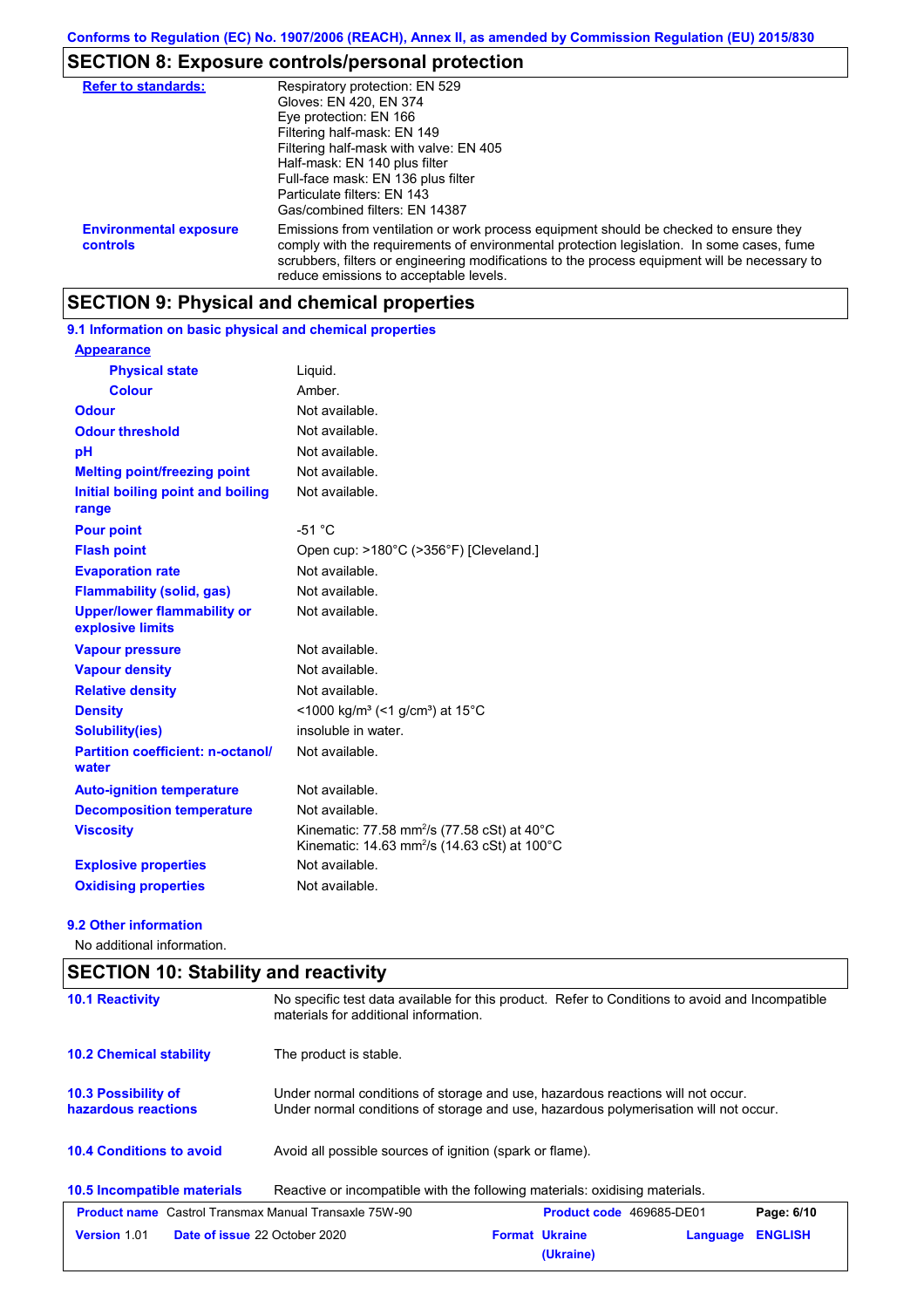## SECTION 8: Exposure controls/personal protection

| | |
|---|---|
| **Refer to standards:** | Respiratory protection: EN 529<br>Gloves: EN 420, EN 374<br>Eye protection: EN 166<br>Filtering half-mask: EN 149<br>Filtering half-mask with valve: EN 405<br>Half-mask: EN 140 plus filter<br>Full-face mask: EN 136 plus filter<br>Particulate filters: EN 143<br>Gas/combined filters: EN 14387 |
| **Environmental exposure controls** | Emissions from ventilation or work process equipment should be checked to ensure they comply with the requirements of environmental protection legislation. In some cases, fume scrubbers, filters or engineering modifications to the process equipment will be necessary to reduce emissions to acceptable levels. |

## SECTION 9: Physical and chemical properties

### 9.1 Information on basic physical and chemical properties

| | |
|---|---|
| **Appearance** | |
| **Physical state** | Liquid. |
| **Colour** | Amber. |
| **Odour** | Not available. |
| **Odour threshold** | Not available. |
| **pH** | Not available. |
| **Melting point/freezing point** | Not available. |
| **Initial boiling point and boiling range** | Not available. |
| **Pour point** | -51 °C |
| **Flash point** | Open cup: >180°C (>356°F) [Cleveland.] |
| **Evaporation rate** | Not available. |
| **Flammability (solid, gas)** | Not available. |
| **Upper/lower flammability or explosive limits** | Not available. |
| **Vapour pressure** | Not available. |
| **Vapour density** | Not available. |
| **Relative density** | Not available. |
| **Density** | <1000 kg/m³ (<1 g/cm³) at 15°C |
| **Solubility(ies)** | insoluble in water. |
| **Partition coefficient: n-octanol/water** | Not available. |
| **Auto-ignition temperature** | Not available. |
| **Decomposition temperature** | Not available. |
| **Viscosity** | Kinematic: 77.58 $mm^2/s$ (77.58 cSt) at 40°C<br>Kinematic: 14.63 $mm^2/s$ (14.63 cSt) at 100°C |
| **Explosive properties** | Not available. |
| **Oxidising properties** | Not available. |

### 9.2 Other information

No additional information.

## SECTION 10: Stability and reactivity

| | |
|---|---|
| **10.1 Reactivity** | No specific test data available for this product. Refer to Conditions to avoid and Incompatible materials for additional information. |
| **10.2 Chemical stability** | The product is stable. |
| **10.3 Possibility of hazardous reactions** | Under normal conditions of storage and use, hazardous reactions will not occur.<br>Under normal conditions of storage and use, hazardous polymerisation will not occur. |
| **10.4 Conditions to avoid** | Avoid all possible sources of ignition (spark or flame). |
| **10.5 Incompatible materials** | Reactive or incompatible with the following materials: oxidising materials. |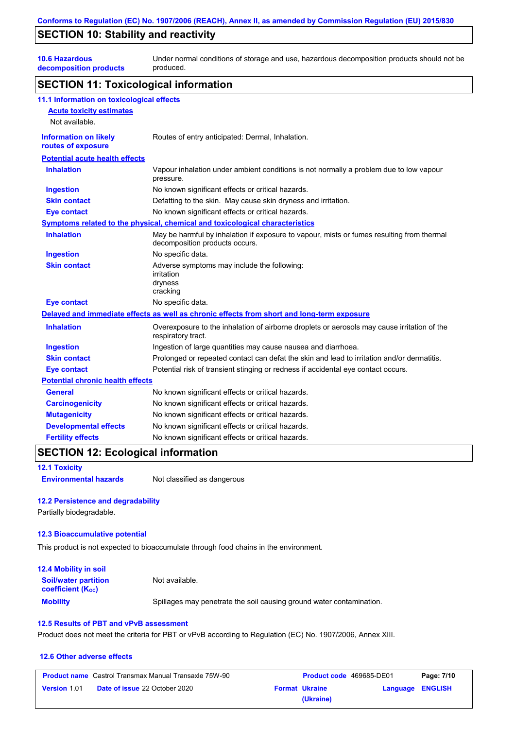## SECTION 10: Stability and reactivity

| | |
|---|---|
| **10.6 Hazardous decomposition products** | Under normal conditions of storage and use, hazardous decomposition products should not be produced. |

## SECTION 11: Toxicological information

### 11.1 Information on toxicological effects

**Acute toxicity estimates**

Not available.

| | |
|---|---|
| **Information on likely routes of exposure** | Routes of entry anticipated: Dermal, Inhalation. |

**Potential acute health effects**

| | |
|---|---|
| **Inhalation** | Vapour inhalation under ambient conditions is not normally a problem due to low vapour pressure. |
| **Ingestion** | No known significant effects or critical hazards. |
| **Skin contact** | Defatting to the skin. May cause skin dryness and irritation. |
| **Eye contact** | No known significant effects or critical hazards. |

**Symptoms related to the physical, chemical and toxicological characteristics**

| | |
|---|---|
| **Inhalation** | May be harmful by inhalation if exposure to vapour, mists or fumes resulting from thermal decomposition products occurs. |
| **Ingestion** | No specific data. |
| **Skin contact** | Adverse symptoms may include the following:<br>irritation<br>dryness<br>cracking |
| **Eye contact** | No specific data. |

**Delayed and immediate effects as well as chronic effects from short and long-term exposure**

| | |
|---|---|
| **Inhalation** | Overexposure to the inhalation of airborne droplets or aerosols may cause irritation of the respiratory tract. |
| **Ingestion** | Ingestion of large quantities may cause nausea and diarrhoea. |
| **Skin contact** | Prolonged or repeated contact can defat the skin and lead to irritation and/or dermatitis. |
| **Eye contact** | Potential risk of transient stinging or redness if accidental eye contact occurs. |

**Potential chronic health effects**

| | |
|---|---|
| **General** | No known significant effects or critical hazards. |
| **Carcinogenicity** | No known significant effects or critical hazards. |
| **Mutagenicity** | No known significant effects or critical hazards. |
| **Developmental effects** | No known significant effects or critical hazards. |
| **Fertility effects** | No known significant effects or critical hazards. |

## SECTION 12: Ecological information

### 12.1 Toxicity

| | |
|---|---|
| **Environmental hazards** | Not classified as dangerous |

### 12.2 Persistence and degradability

Partially biodegradable.

### 12.3 Bioaccumulative potential

This product is not expected to bioaccumulate through food chains in the environment.

### 12.4 Mobility in soil

| | |
|---|---|
| **Soil/water partition coefficient ($K_{OC}$)** | Not available. |
| **Mobility** | Spillages may penetrate the soil causing ground water contamination. |

### 12.5 Results of PBT and vPvB assessment

Product does not meet the criteria for PBT or vPvB according to Regulation (EC) No. 1907/2006, Annex XIII.

### 12.6 Other adverse effects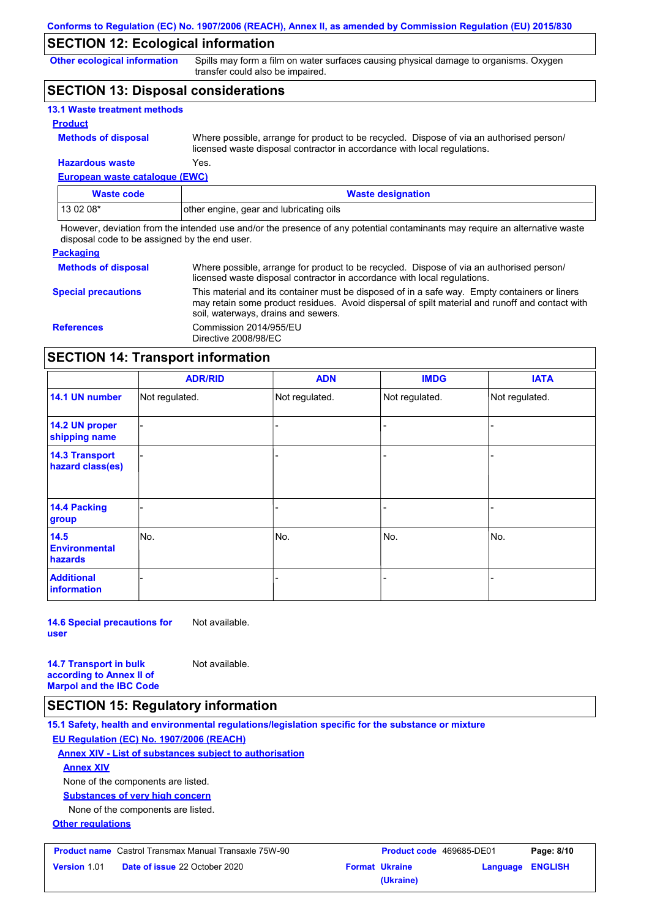## SECTION 12: Ecological information

**Other ecological information**: Spills may form a film on water surfaces causing physical damage to organisms. Oxygen transfer could also be impaired.

## SECTION 13: Disposal considerations

### 13.1 Waste treatment methods

**Product**

**Methods of disposal**: Where possible, arrange for product to be recycled. Dispose of via an authorised person/ licensed waste disposal contractor in accordance with local regulations.

**Hazardous waste**: Yes.

**European waste catalogue (EWC)**

| Waste code | Waste designation |
|---|---|
| 13 02 08* | other engine, gear and lubricating oils |

However, deviation from the intended use and/or the presence of any potential contaminants may require an alternative waste disposal code to be assigned by the end user.

**Packaging**

**Methods of disposal**: Where possible, arrange for product to be recycled. Dispose of via an authorised person/ licensed waste disposal contractor in accordance with local regulations.

**Special precautions**: This material and its container must be disposed of in a safe way. Empty containers or liners may retain some product residues. Avoid dispersal of spilt material and runoff and contact with soil, waterways, drains and sewers.

**References**: Commission 2014/955/EU
Directive 2008/98/EC

## SECTION 14: Transport information

| | ADR/RID | ADN | IMDG | IATA |
|---|---|---|---|---|
| 14.1 UN number | Not regulated. | Not regulated. | Not regulated. | Not regulated. |
| 14.2 UN proper shipping name | - | - | - | - |
| 14.3 Transport hazard class(es) | - | - | - | - |
| 14.4 Packing group | - | - | - | - |
| 14.5 Environmental hazards | No. | No. | No. | No. |
| Additional information | - | - | - | - |

**14.6 Special precautions for user**: Not available.

**14.7 Transport in bulk according to Annex II of Marpol and the IBC Code**: Not available.

## SECTION 15: Regulatory information

### 15.1 Safety, health and environmental regulations/legislation specific for the substance or mixture

**EU Regulation (EC) No. 1907/2006 (REACH)**

**Annex XIV - List of substances subject to authorisation**

**Annex XIV**

None of the components are listed.

**Substances of very high concern**

None of the components are listed.

**Other regulations**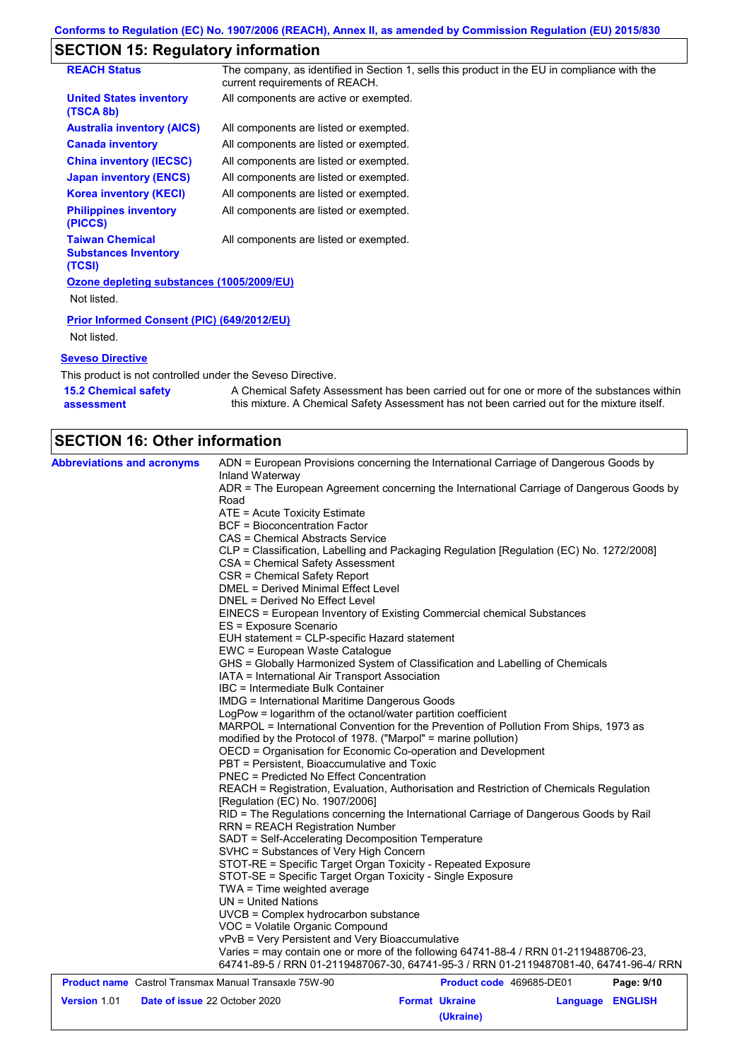## SECTION 15: Regulatory information

| | |
|---|---|
| **REACH Status** | The company, as identified in Section 1, sells this product in the EU in compliance with the current requirements of REACH. |
| **United States inventory (TSCA 8b)** | All components are active or exempted. |
| **Australia inventory (AICS)** | All components are listed or exempted. |
| **Canada inventory** | All components are listed or exempted. |
| **China inventory (IECSC)** | All components are listed or exempted. |
| **Japan inventory (ENCS)** | All components are listed or exempted. |
| **Korea inventory (KECI)** | All components are listed or exempted. |
| **Philippines inventory (PICCS)** | All components are listed or exempted. |
| **Taiwan Chemical Substances Inventory (TCSI)** | All components are listed or exempted. |

**Ozone depleting substances (1005/2009/EU)**

Not listed.

**Prior Informed Consent (PIC) (649/2012/EU)**

Not listed.

**Seveso Directive**

This product is not controlled under the Seveso Directive.

**15.2 Chemical safety assessment** A Chemical Safety Assessment has been carried out for one or more of the substances within this mixture. A Chemical Safety Assessment has not been carried out for the mixture itself.

## SECTION 16: Other information

**Abbreviations and acronyms**

ADN = European Provisions concerning the International Carriage of Dangerous Goods by Inland Waterway
ADR = The European Agreement concerning the International Carriage of Dangerous Goods by Road
ATE = Acute Toxicity Estimate
BCF = Bioconcentration Factor
CAS = Chemical Abstracts Service
CLP = Classification, Labelling and Packaging Regulation [Regulation (EC) No. 1272/2008]
CSA = Chemical Safety Assessment
CSR = Chemical Safety Report
DMEL = Derived Minimal Effect Level
DNEL = Derived No Effect Level
EINECS = European Inventory of Existing Commercial chemical Substances
ES = Exposure Scenario
EUH statement = CLP-specific Hazard statement
EWC = European Waste Catalogue
GHS = Globally Harmonized System of Classification and Labelling of Chemicals
IATA = International Air Transport Association
IBC = Intermediate Bulk Container
IMDG = International Maritime Dangerous Goods
LogPow = logarithm of the octanol/water partition coefficient
MARPOL = International Convention for the Prevention of Pollution From Ships, 1973 as modified by the Protocol of 1978. ("Marpol" = marine pollution)
OECD = Organisation for Economic Co-operation and Development
PBT = Persistent, Bioaccumulative and Toxic
PNEC = Predicted No Effect Concentration
REACH = Registration, Evaluation, Authorisation and Restriction of Chemicals Regulation [Regulation (EC) No. 1907/2006]
RID = The Regulations concerning the International Carriage of Dangerous Goods by Rail
RRN = REACH Registration Number
SADT = Self-Accelerating Decomposition Temperature
SVHC = Substances of Very High Concern
STOT-RE = Specific Target Organ Toxicity - Repeated Exposure
STOT-SE = Specific Target Organ Toxicity - Single Exposure
TWA = Time weighted average
UN = United Nations
UVCB = Complex hydrocarbon substance
VOC = Volatile Organic Compound
vPvB = Very Persistent and Very Bioaccumulative
Varies = may contain one or more of the following 64741-88-4 / RRN 01-2119488706-23, 64741-89-5 / RRN 01-2119487067-30, 64741-95-3 / RRN 01-2119487081-40, 64741-96-4/ RRN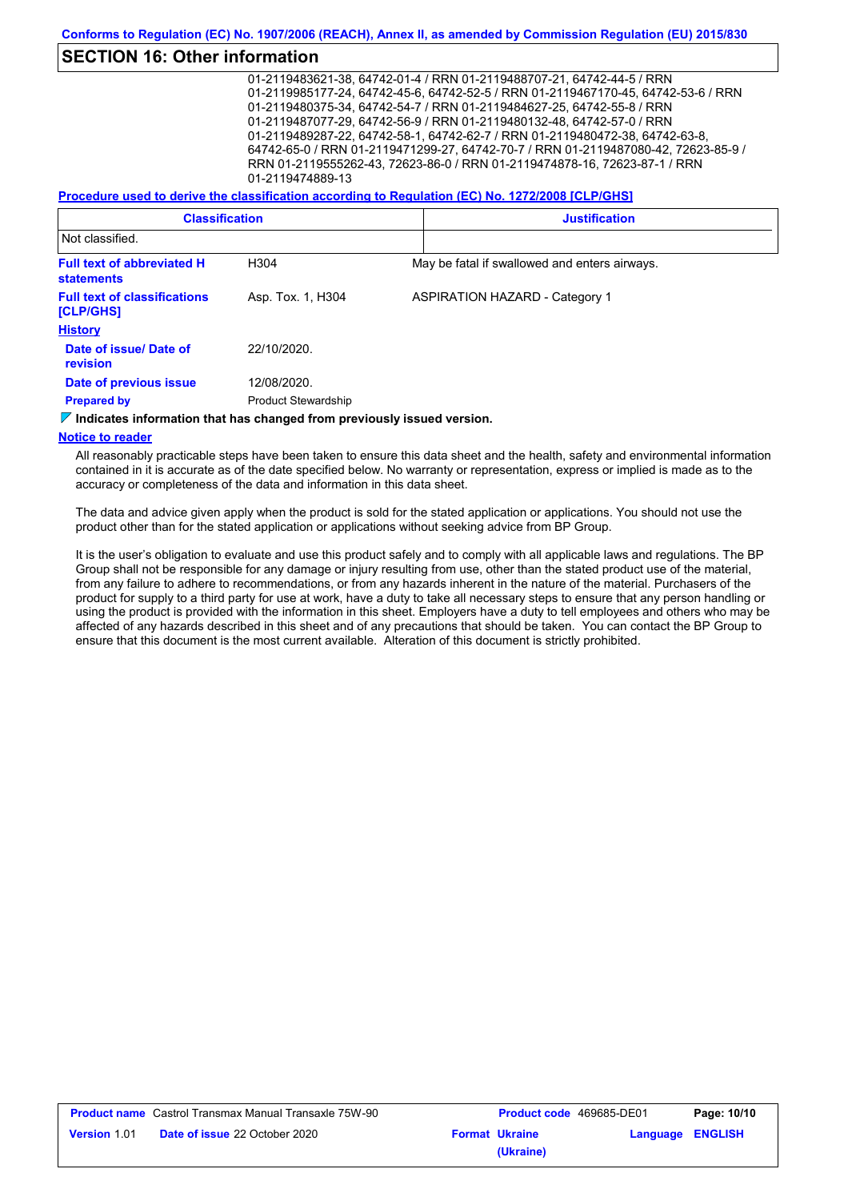## SECTION 16: Other information

01-2119483621-38, 64742-01-4 / RRN 01-2119488707-21, 64742-44-5 / RRN 01-2119985177-24, 64742-45-6, 64742-52-5 / RRN 01-2119467170-45, 64742-53-6 / RRN 01-2119480375-34, 64742-54-7 / RRN 01-2119484627-25, 64742-55-8 / RRN 01-2119487077-29, 64742-56-9 / RRN 01-2119480132-48, 64742-57-0 / RRN 01-2119489287-22, 64742-58-1, 64742-62-7 / RRN 01-2119480472-38, 64742-63-8, 64742-65-0 / RRN 01-2119471299-27, 64742-70-7 / RRN 01-2119487080-42, 72623-85-9 / RRN 01-2119555262-43, 72623-86-0 / RRN 01-2119474878-16, 72623-87-1 / RRN 01-2119474889-13

**Procedure used to derive the classification according to Regulation (EC) No. 1272/2008 [CLP/GHS]**

| Classification | Justification |
|---|---|
| Not classified. | |

| | | |
|---|---|---|
| **Full text of abbreviated H statements** | H304 | May be fatal if swallowed and enters airways. |
| **Full text of classifications [CLP/GHS]** | Asp. Tox. 1, H304 | ASPIRATION HAZARD - Category 1 |

**History**

| | |
|---|---|
| **Date of issue/ Date of revision** | 22/10/2020. |
| **Date of previous issue** | 12/08/2020. |
| **Prepared by** | Product Stewardship |

**Indicates information that has changed from previously issued version.**

**Notice to reader**

All reasonably practicable steps have been taken to ensure this data sheet and the health, safety and environmental information contained in it is accurate as of the date specified below. No warranty or representation, express or implied is made as to the accuracy or completeness of the data and information in this data sheet.

The data and advice given apply when the product is sold for the stated application or applications. You should not use the product other than for the stated application or applications without seeking advice from BP Group.

It is the user's obligation to evaluate and use this product safely and to comply with all applicable laws and regulations. The BP Group shall not be responsible for any damage or injury resulting from use, other than the stated product use of the material, from any failure to adhere to recommendations, or from any hazards inherent in the nature of the material. Purchasers of the product for supply to a third party for use at work, have a duty to take all necessary steps to ensure that any person handling or using the product is provided with the information in this sheet. Employers have a duty to tell employees and others who may be affected of any hazards described in this sheet and of any precautions that should be taken. You can contact the BP Group to ensure that this document is the most current available. Alteration of this document is strictly prohibited.